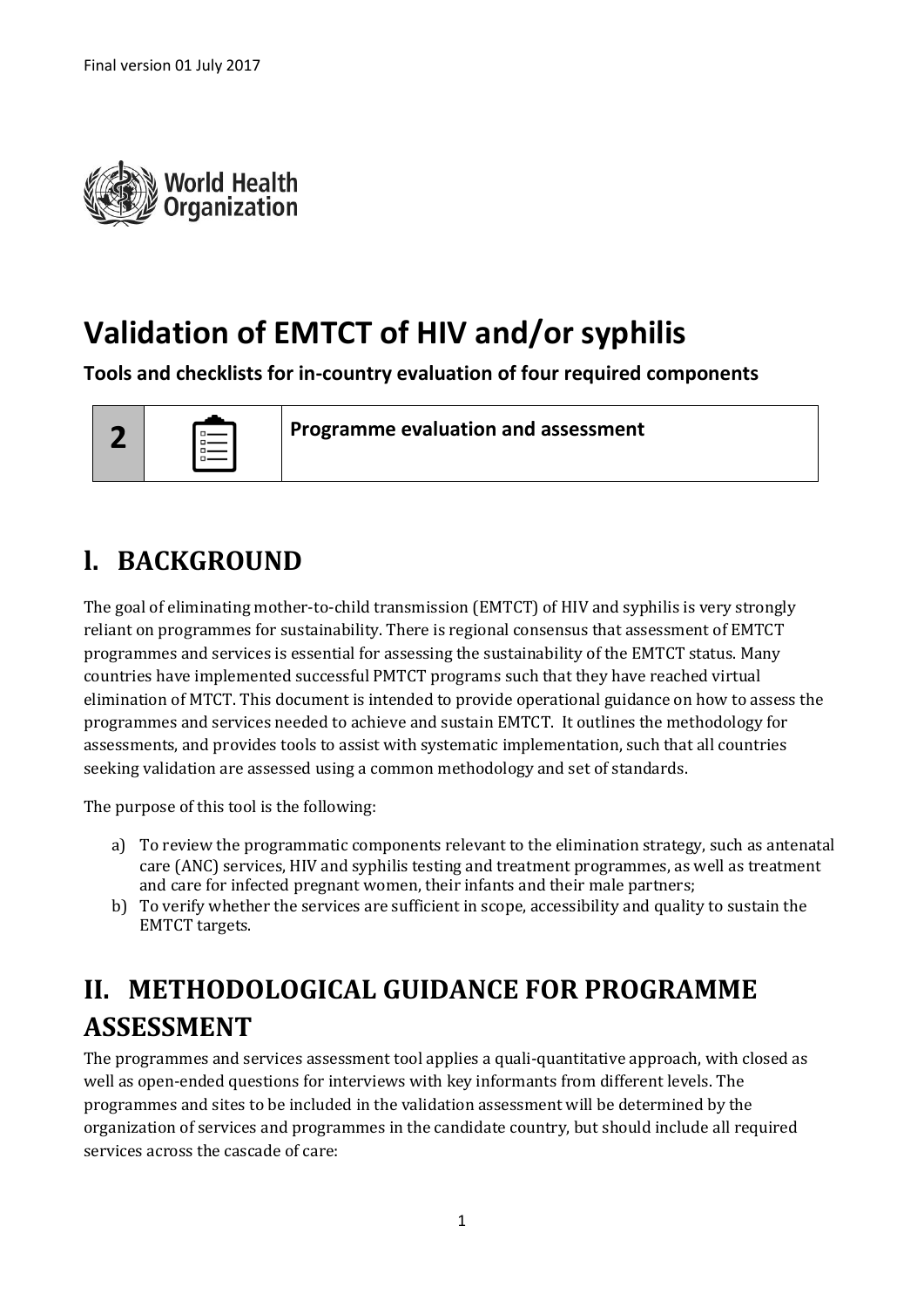Final version 01 July 2017

World Health Organization

# Validation of EMTCT of HIV and/or syphilis

**Tools and checklists for in-country evaluation of four required components**

| 2 | | Programme evaluation and assessment |
|---|---|---|

## I. BACKGROUND

The goal of eliminating mother-to-child transmission (EMTCT) of HIV and syphilis is very strongly reliant on programmes for sustainability. There is regional consensus that assessment of EMTCT programmes and services is essential for assessing the sustainability of the EMTCT status. Many countries have implemented successful PMTCT programs such that they have reached virtual elimination of MTCT. This document is intended to provide operational guidance on how to assess the programmes and services needed to achieve and sustain EMTCT. It outlines the methodology for assessments, and provides tools to assist with systematic implementation, such that all countries seeking validation are assessed using a common methodology and set of standards.

The purpose of this tool is the following:

a) To review the programmatic components relevant to the elimination strategy, such as antenatal care (ANC) services, HIV and syphilis testing and treatment programmes, as well as treatment and care for infected pregnant women, their infants and their male partners;
b) To verify whether the services are sufficient in scope, accessibility and quality to sustain the EMTCT targets.

## II. METHODOLOGICAL GUIDANCE FOR PROGRAMME ASSESSMENT

The programmes and services assessment tool applies a quali-quantitative approach, with closed as well as open-ended questions for interviews with key informants from different levels. The programmes and sites to be included in the validation assessment will be determined by the organization of services and programmes in the candidate country, but should include all required services across the cascade of care: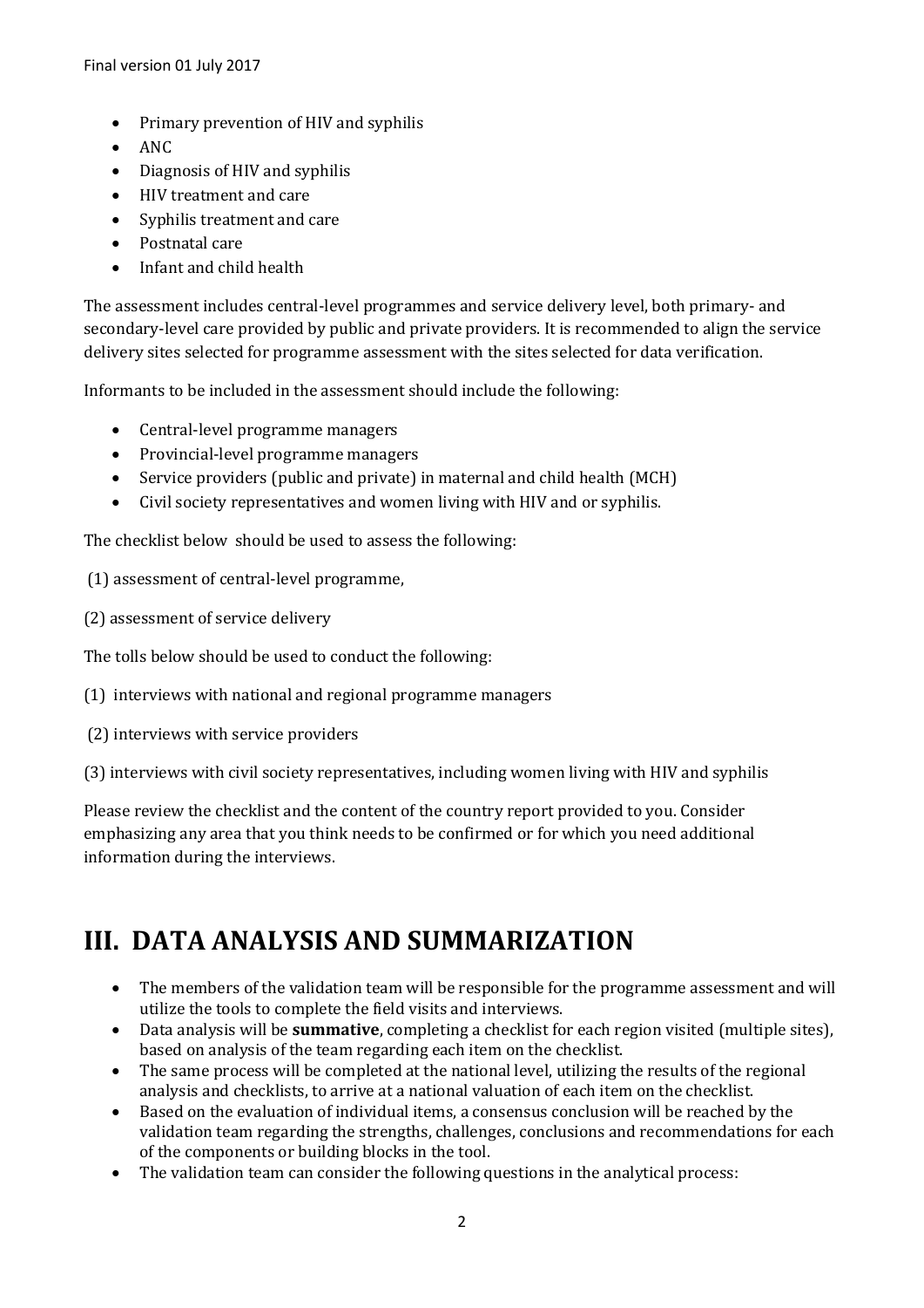- Primary prevention of HIV and syphilis
- ANC
- Diagnosis of HIV and syphilis
- HIV treatment and care
- Syphilis treatment and care
- Postnatal care
- Infant and child health

The assessment includes central-level programmes and service delivery level, both primary- and secondary-level care provided by public and private providers. It is recommended to align the service delivery sites selected for programme assessment with the sites selected for data verification.

Informants to be included in the assessment should include the following:

- Central-level programme managers
- Provincial-level programme managers
- Service providers (public and private) in maternal and child health (MCH)
- Civil society representatives and women living with HIV and or syphilis.

The checklist below should be used to assess the following:

(1) assessment of central-level programme,

(2) assessment of service delivery

The tolls below should be used to conduct the following:

(1) interviews with national and regional programme managers

(2) interviews with service providers

(3) interviews with civil society representatives, including women living with HIV and syphilis

Please review the checklist and the content of the country report provided to you. Consider emphasizing any area that you think needs to be confirmed or for which you need additional information during the interviews.

# III. DATA ANALYSIS AND SUMMARIZATION

- The members of the validation team will be responsible for the programme assessment and will utilize the tools to complete the field visits and interviews.
- Data analysis will be **summative**, completing a checklist for each region visited (multiple sites), based on analysis of the team regarding each item on the checklist.
- The same process will be completed at the national level, utilizing the results of the regional analysis and checklists, to arrive at a national valuation of each item on the checklist.
- Based on the evaluation of individual items, a consensus conclusion will be reached by the validation team regarding the strengths, challenges, conclusions and recommendations for each of the components or building blocks in the tool.
- The validation team can consider the following questions in the analytical process: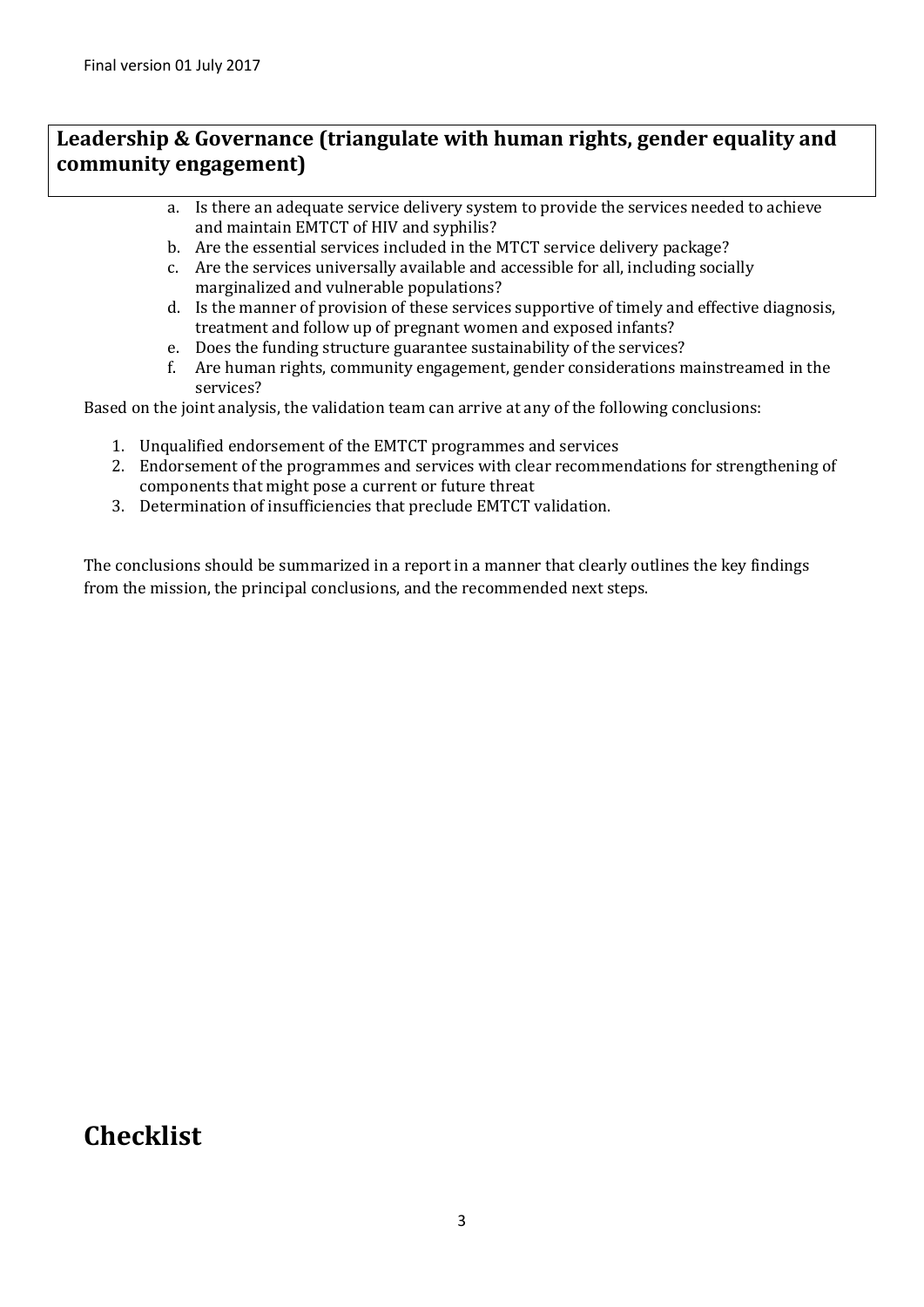## Leadership & Governance (triangulate with human rights, gender equality and community engagement)

a. Is there an adequate service delivery system to provide the services needed to achieve and maintain EMTCT of HIV and syphilis?
b. Are the essential services included in the MTCT service delivery package?
c. Are the services universally available and accessible for all, including socially marginalized and vulnerable populations?
d. Is the manner of provision of these services supportive of timely and effective diagnosis, treatment and follow up of pregnant women and exposed infants?
e. Does the funding structure guarantee sustainability of the services?
f. Are human rights, community engagement, gender considerations mainstreamed in the services?

Based on the joint analysis, the validation team can arrive at any of the following conclusions:

1. Unqualified endorsement of the EMTCT programmes and services
2. Endorsement of the programmes and services with clear recommendations for strengthening of components that might pose a current or future threat
3. Determination of insufficiencies that preclude EMTCT validation.

The conclusions should be summarized in a report in a manner that clearly outlines the key findings from the mission, the principal conclusions, and the recommended next steps.

# Checklist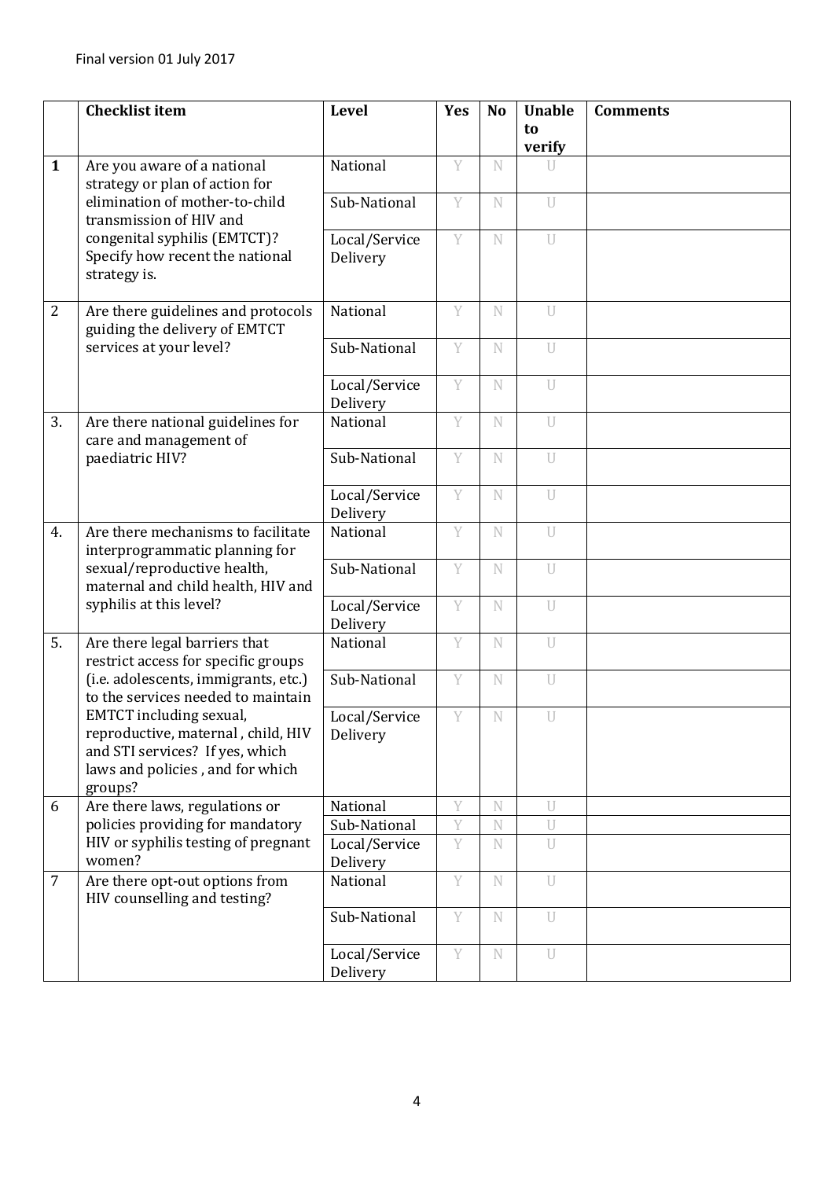Final version 01 July 2017

| | Checklist item | Level | Yes | No | Unable to verify | Comments |
|---|---|---|---|---|---|---|
| **1** | Are you aware of a national strategy or plan of action for elimination of mother-to-child transmission of HIV and congenital syphilis (EMTCT)? Specify how recent the national strategy is. | National | Y | N | U | |
| | | Sub-National | Y | N | U | |
| | | Local/Service Delivery | Y | N | U | |
| 2 | Are there guidelines and protocols guiding the delivery of EMTCT services at your level? | National | Y | N | U | |
| | | Sub-National | Y | N | U | |
| | | Local/Service Delivery | Y | N | U | |
| 3. | Are there national guidelines for care and management of paediatric HIV? | National | Y | N | U | |
| | | Sub-National | Y | N | U | |
| | | Local/Service Delivery | Y | N | U | |
| 4. | Are there mechanisms to facilitate interprogrammatic planning for sexual/reproductive health, maternal and child health, HIV and syphilis at this level? | National | Y | N | U | |
| | | Sub-National | Y | N | U | |
| | | Local/Service Delivery | Y | N | U | |
| 5. | Are there legal barriers that restrict access for specific groups (i.e. adolescents, immigrants, etc.) to the services needed to maintain EMTCT including sexual, reproductive, maternal , child, HIV and STI services? If yes, which laws and policies , and for which groups? | National | Y | N | U | |
| | | Sub-National | Y | N | U | |
| | | Local/Service Delivery | Y | N | U | |
| 6 | Are there laws, regulations or policies providing for mandatory HIV or syphilis testing of pregnant women? | National | Y | N | U | |
| | | Sub-National | Y | N | U | |
| | | Local/Service Delivery | Y | N | U | |
| 7 | Are there opt-out options from HIV counselling and testing? | National | Y | N | U | |
| | | Sub-National | Y | N | U | |
| | | Local/Service Delivery | Y | N | U | |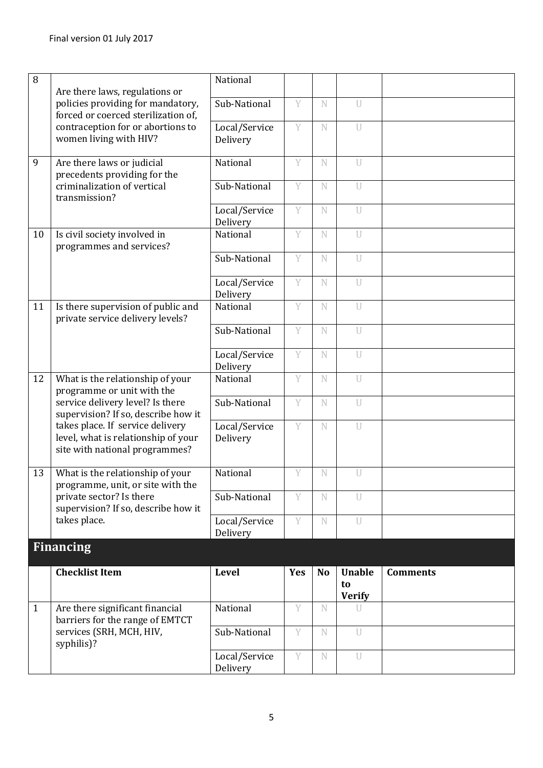| 8 | Are there laws, regulations or policies providing for mandatory, forced or coerced sterilization of, contraception for or abortions to women living with HIV? | National | | | | |
|---|---|---|---|---|---|---|
| | | Sub-National | Y | N | U | |
| | | Local/Service Delivery | Y | N | U | |
| 9 | Are there laws or judicial precedents providing for the criminalization of vertical transmission? | National | Y | N | U | |
| | | Sub-National | Y | N | U | |
| | | Local/Service Delivery | Y | N | U | |
| 10 | Is civil society involved in programmes and services? | National | Y | N | U | |
| | | Sub-National | Y | N | U | |
| | | Local/Service Delivery | Y | N | U | |
| 11 | Is there supervision of public and private service delivery levels? | National | Y | N | U | |
| | | Sub-National | Y | N | U | |
| | | Local/Service Delivery | Y | N | U | |
| 12 | What is the relationship of your programme or unit with the service delivery level? Is there supervision? If so, describe how it takes place. If service delivery level, what is relationship of your site with national programmes? | National | Y | N | U | |
| | | Sub-National | Y | N | U | |
| | | Local/Service Delivery | Y | N | U | |
| 13 | What is the relationship of your programme, unit, or site with the private sector? Is there supervision? If so, describe how it takes place. | National | Y | N | U | |
| | | Sub-National | Y | N | U | |
| | | Local/Service Delivery | Y | N | U | |

## Financing

| | Checklist Item | Level | Yes | No | Unable to Verify | Comments |
|---|---|---|---|---|---|---|
| 1 | Are there significant financial barriers for the range of EMTCT services (SRH, MCH, HIV, syphilis)? | National | Y | N | U | |
| | | Sub-National | Y | N | U | |
| | | Local/Service Delivery | Y | N | U | |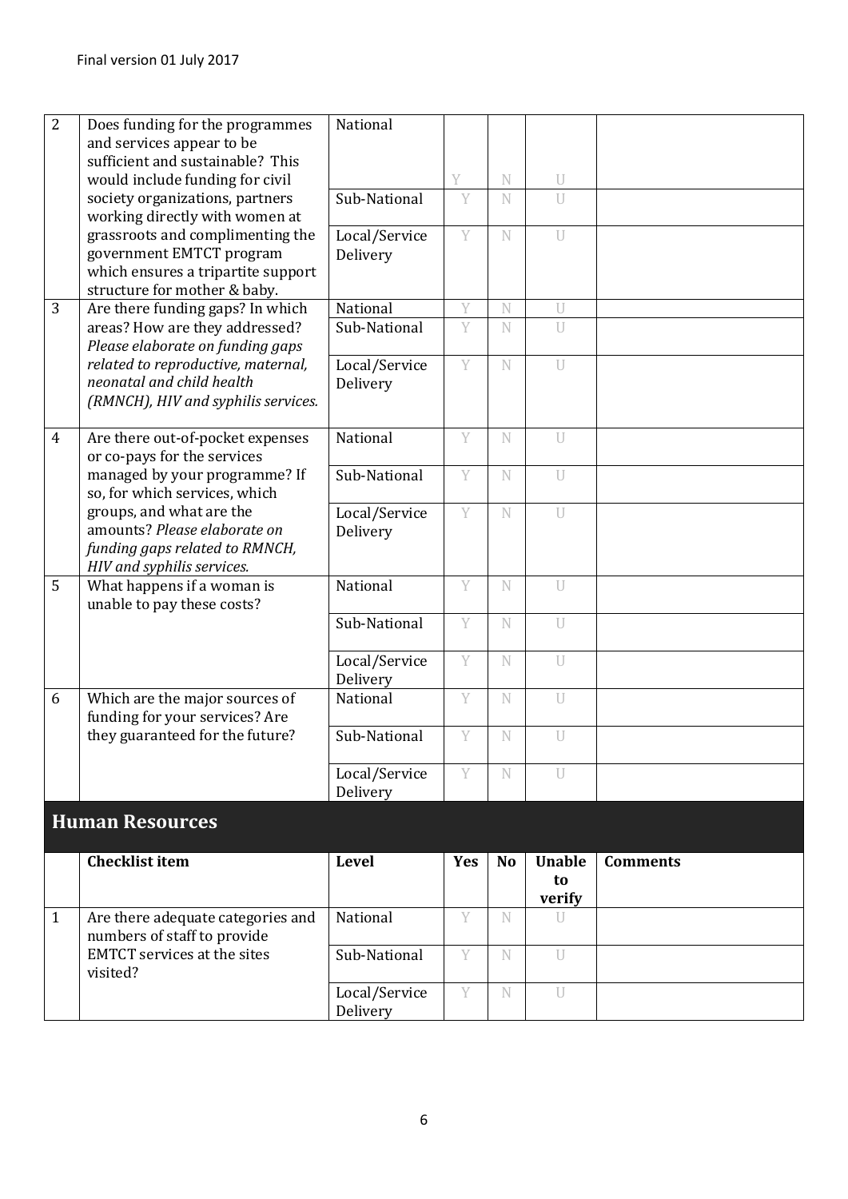Final version 01 July 2017

| | | | | | | |
|---|---|---|---|---|---|---|
| 2 | Does funding for the programmes and services appear to be sufficient and sustainable? This would include funding for civil society organizations, partners working directly with women at grassroots and complimenting the government EMTCT program which ensures a tripartite support structure for mother & baby. | National | Y | N | U | |
| | | Sub-National | Y | N | U | |
| | | Local/Service Delivery | Y | N | U | |
| 3 | Are there funding gaps? In which areas? How are they addressed? *Please elaborate on funding gaps related to reproductive, maternal, neonatal and child health (RMNCH), HIV and syphilis services.* | National | Y | N | U | |
| | | Sub-National | Y | N | U | |
| | | Local/Service Delivery | Y | N | U | |
| 4 | Are there out-of-pocket expenses or co-pays for the services managed by your programme? If so, for which services, which groups, and what are the amounts? *Please elaborate on funding gaps related to RMNCH, HIV and syphilis services.* | National | Y | N | U | |
| | | Sub-National | Y | N | U | |
| | | Local/Service Delivery | Y | N | U | |
| 5 | What happens if a woman is unable to pay these costs? | National | Y | N | U | |
| | | Sub-National | Y | N | U | |
| | | Local/Service Delivery | Y | N | U | |
| 6 | Which are the major sources of funding for your services? Are they guaranteed for the future? | National | Y | N | U | |
| | | Sub-National | Y | N | U | |
| | | Local/Service Delivery | Y | N | U | |

## Human Resources

| | Checklist item | Level | Yes | No | Unable to verify | Comments |
|---|---|---|---|---|---|---|
| 1 | Are there adequate categories and numbers of staff to provide EMTCT services at the sites visited? | National | Y | N | U | |
| | | Sub-National | Y | N | U | |
| | | Local/Service Delivery | Y | N | U | |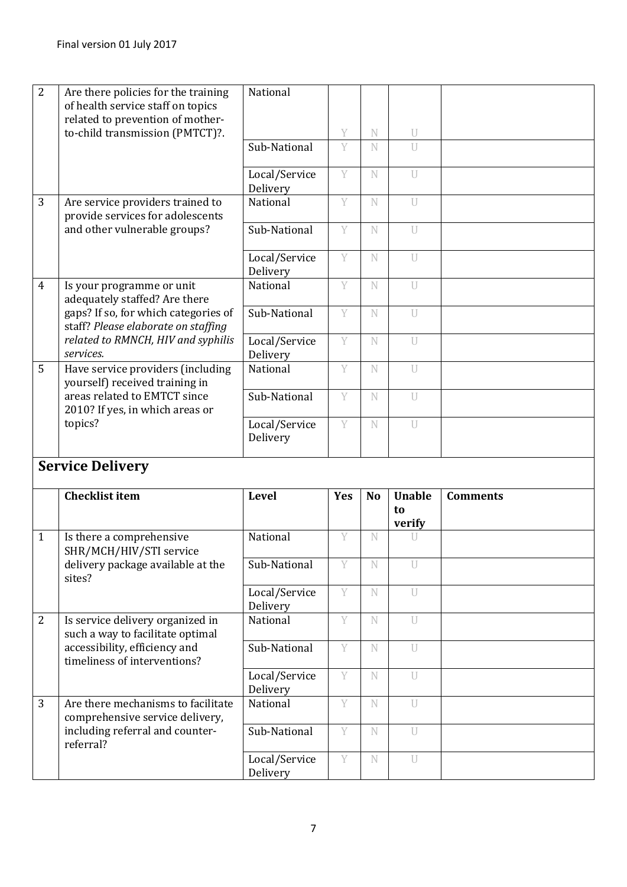| 2 | Are there policies for the training of health service staff on topics related to prevention of mother-to-child transmission (PMTCT)?. | National | Y | N | U | |
|---|---|---|---|---|---|---|
| | | Sub-National | Y | N | U | |
| | | Local/Service Delivery | Y | N | U | |
| 3 | Are service providers trained to provide services for adolescents and other vulnerable groups? | National | Y | N | U | |
| | | Sub-National | Y | N | U | |
| | | Local/Service Delivery | Y | N | U | |
| 4 | Is your programme or unit adequately staffed? Are there gaps? If so, for which categories of staff? *Please elaborate on staffing related to RMNCH, HIV and syphilis services.* | National | Y | N | U | |
| | | Sub-National | Y | N | U | |
| | | Local/Service Delivery | Y | N | U | |
| 5 | Have service providers (including yourself) received training in areas related to EMTCT since 2010? If yes, in which areas or topics? | National | Y | N | U | |
| | | Sub-National | Y | N | U | |
| | | Local/Service Delivery | Y | N | U | |

## Service Delivery

| | Checklist item | Level | Yes | No | Unable to verify | Comments |
|---|---|---|---|---|---|---|
| 1 | Is there a comprehensive SHR/MCH/HIV/STI service delivery package available at the sites? | National | Y | N | U | |
| | | Sub-National | Y | N | U | |
| | | Local/Service Delivery | Y | N | U | |
| 2 | Is service delivery organized in such a way to facilitate optimal accessibility, efficiency and timeliness of interventions? | National | Y | N | U | |
| | | Sub-National | Y | N | U | |
| | | Local/Service Delivery | Y | N | U | |
| 3 | Are there mechanisms to facilitate comprehensive service delivery, including referral and counter-referral? | National | Y | N | U | |
| | | Sub-National | Y | N | U | |
| | | Local/Service Delivery | Y | N | U | |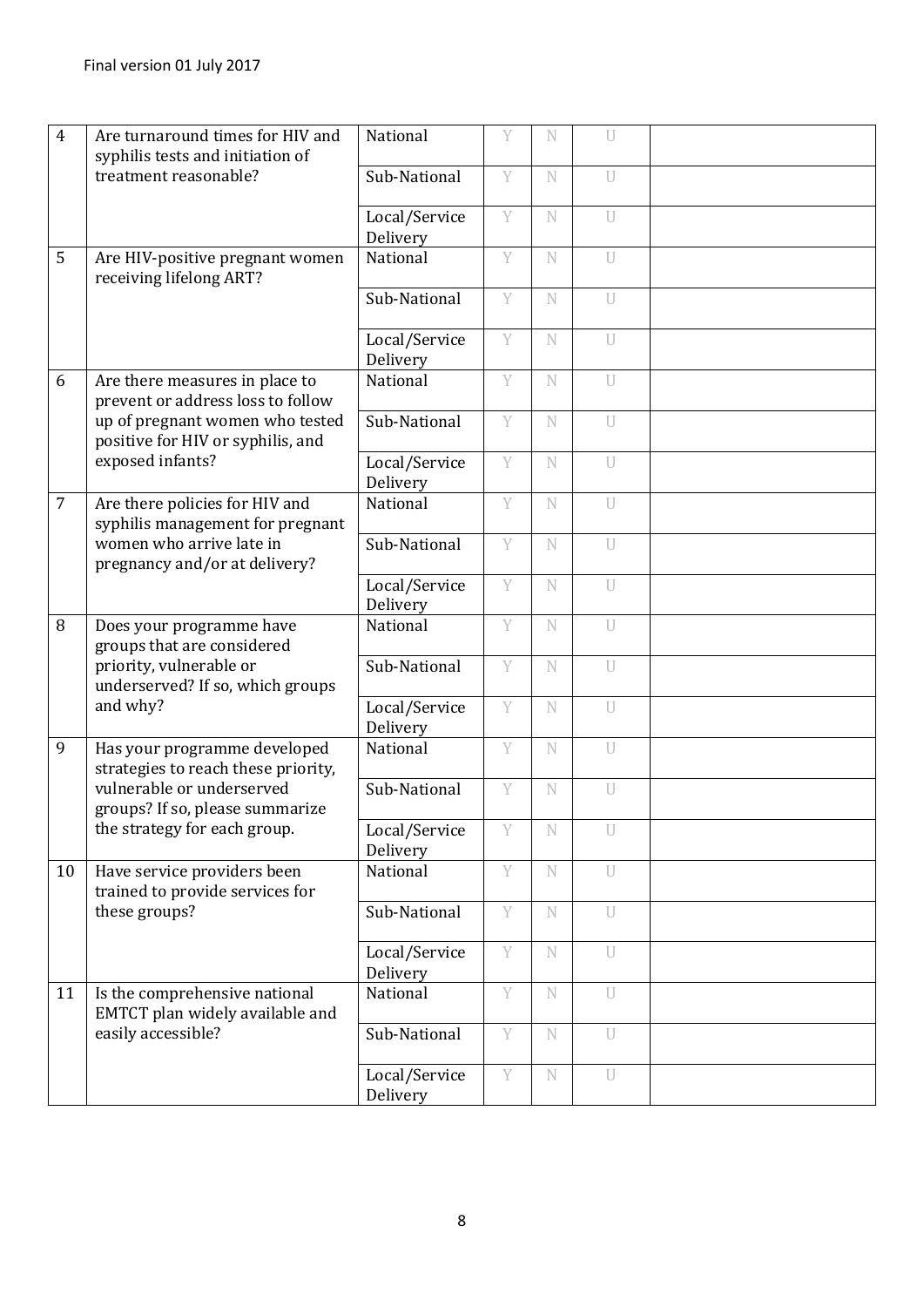Final version 01 July 2017

| | | | | | | |
|---|---|---|---|---|---|---|
| 4 | Are turnaround times for HIV and syphilis tests and initiation of treatment reasonable? | National | Y | N | U | |
| | | Sub-National | Y | N | U | |
| | | Local/Service Delivery | Y | N | U | |
| 5 | Are HIV-positive pregnant women receiving lifelong ART? | National | Y | N | U | |
| | | Sub-National | Y | N | U | |
| | | Local/Service Delivery | Y | N | U | |
| 6 | Are there measures in place to prevent or address loss to follow up of pregnant women who tested positive for HIV or syphilis, and exposed infants? | National | Y | N | U | |
| | | Sub-National | Y | N | U | |
| | | Local/Service Delivery | Y | N | U | |
| 7 | Are there policies for HIV and syphilis management for pregnant women who arrive late in pregnancy and/or at delivery? | National | Y | N | U | |
| | | Sub-National | Y | N | U | |
| | | Local/Service Delivery | Y | N | U | |
| 8 | Does your programme have groups that are considered priority, vulnerable or underserved? If so, which groups and why? | National | Y | N | U | |
| | | Sub-National | Y | N | U | |
| | | Local/Service Delivery | Y | N | U | |
| 9 | Has your programme developed strategies to reach these priority, vulnerable or underserved groups? If so, please summarize the strategy for each group. | National | Y | N | U | |
| | | Sub-National | Y | N | U | |
| | | Local/Service Delivery | Y | N | U | |
| 10 | Have service providers been trained to provide services for these groups? | National | Y | N | U | |
| | | Sub-National | Y | N | U | |
| | | Local/Service Delivery | Y | N | U | |
| 11 | Is the comprehensive national EMTCT plan widely available and easily accessible? | National | Y | N | U | |
| | | Sub-National | Y | N | U | |
| | | Local/Service Delivery | Y | N | U | |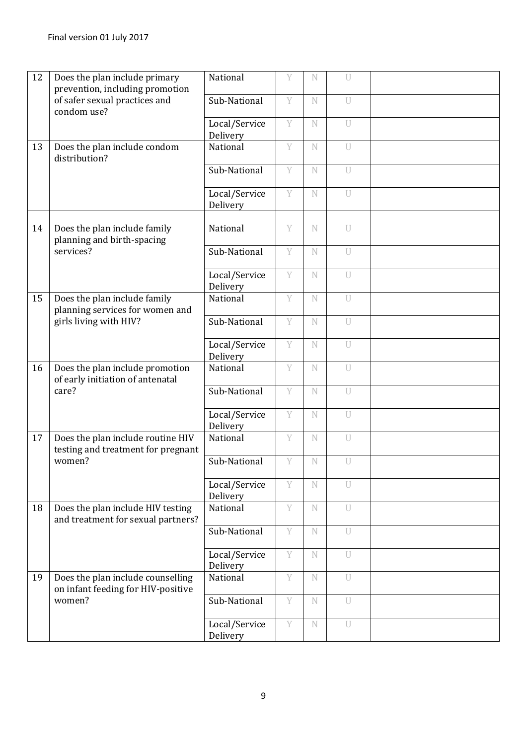| 12 | Does the plan include primary prevention, including promotion of safer sexual practices and condom use? | National | Y | N | U | |
|---|---|---|---|---|---|---|
| | | Sub-National | Y | N | U | |
| | | Local/Service Delivery | Y | N | U | |
| 13 | Does the plan include condom distribution? | National | Y | N | U | |
| | | Sub-National | Y | N | U | |
| | | Local/Service Delivery | Y | N | U | |
| 14 | Does the plan include family planning and birth-spacing services? | National | Y | N | U | |
| | | Sub-National | Y | N | U | |
| | | Local/Service Delivery | Y | N | U | |
| 15 | Does the plan include family planning services for women and girls living with HIV? | National | Y | N | U | |
| | | Sub-National | Y | N | U | |
| | | Local/Service Delivery | Y | N | U | |
| 16 | Does the plan include promotion of early initiation of antenatal care? | National | Y | N | U | |
| | | Sub-National | Y | N | U | |
| | | Local/Service Delivery | Y | N | U | |
| 17 | Does the plan include routine HIV testing and treatment for pregnant women? | National | Y | N | U | |
| | | Sub-National | Y | N | U | |
| | | Local/Service Delivery | Y | N | U | |
| 18 | Does the plan include HIV testing and treatment for sexual partners? | National | Y | N | U | |
| | | Sub-National | Y | N | U | |
| | | Local/Service Delivery | Y | N | U | |
| 19 | Does the plan include counselling on infant feeding for HIV-positive women? | National | Y | N | U | |
| | | Sub-National | Y | N | U | |
| | | Local/Service Delivery | Y | N | U | |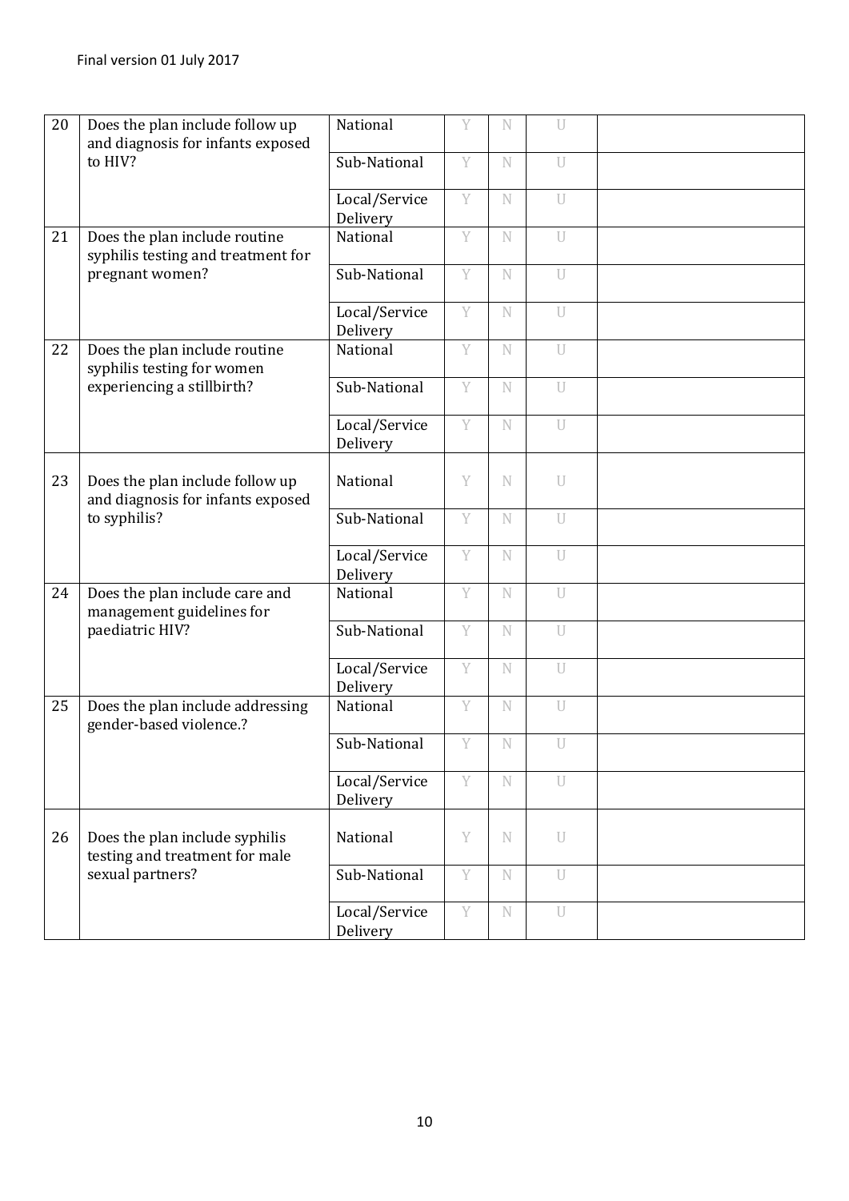| | | | | | | |
|---|---|---|---|---|---|---|
| 20 | Does the plan include follow up and diagnosis for infants exposed to HIV? | National | Y | N | U | |
| | | Sub-National | Y | N | U | |
| | | Local/Service Delivery | Y | N | U | |
| 21 | Does the plan include routine syphilis testing and treatment for pregnant women? | National | Y | N | U | |
| | | Sub-National | Y | N | U | |
| | | Local/Service Delivery | Y | N | U | |
| 22 | Does the plan include routine syphilis testing for women experiencing a stillbirth? | National | Y | N | U | |
| | | Sub-National | Y | N | U | |
| | | Local/Service Delivery | Y | N | U | |
| 23 | Does the plan include follow up and diagnosis for infants exposed to syphilis? | National | Y | N | U | |
| | | Sub-National | Y | N | U | |
| | | Local/Service Delivery | Y | N | U | |
| 24 | Does the plan include care and management guidelines for paediatric HIV? | National | Y | N | U | |
| | | Sub-National | Y | N | U | |
| | | Local/Service Delivery | Y | N | U | |
| 25 | Does the plan include addressing gender-based violence.? | National | Y | N | U | |
| | | Sub-National | Y | N | U | |
| | | Local/Service Delivery | Y | N | U | |
| 26 | Does the plan include syphilis testing and treatment for male sexual partners? | National | Y | N | U | |
| | | Sub-National | Y | N | U | |
| | | Local/Service Delivery | Y | N | U | |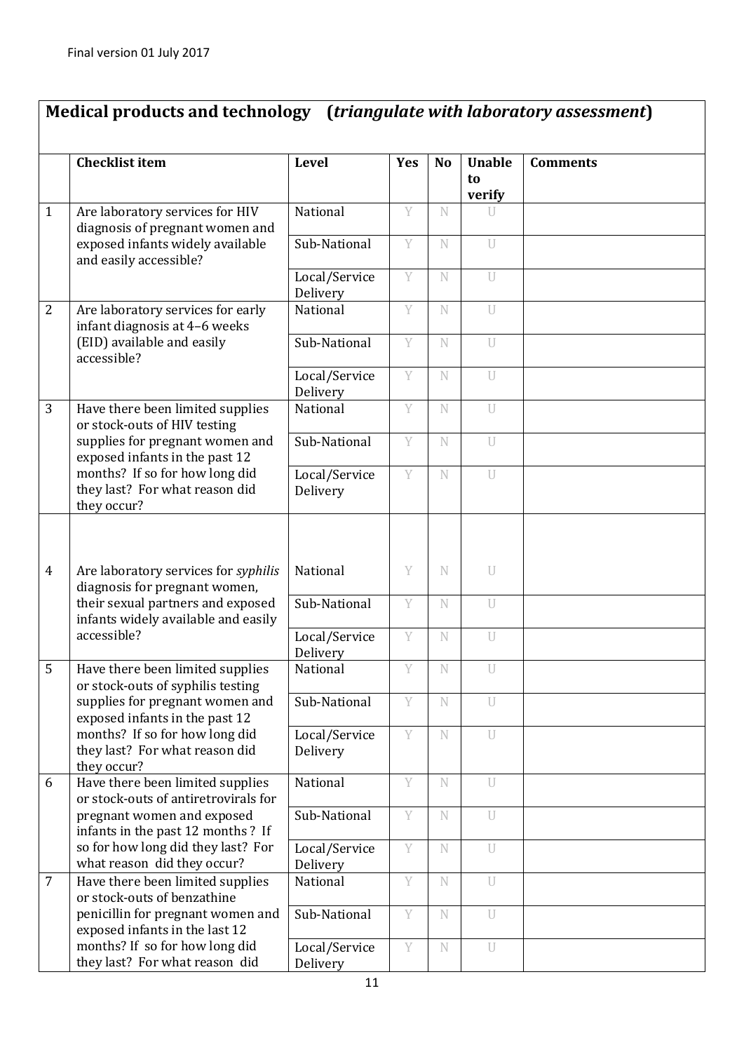Final version 01 July 2017

## Medical products and technology (*triangulate with laboratory assessment*)

| | Checklist item | Level | Yes | No | Unable to verify | Comments |
|---|---|---|---|---|---|---|
| 1 | Are laboratory services for HIV diagnosis of pregnant women and exposed infants widely available and easily accessible? | National | Y | N | U | |
| | | Sub-National | Y | N | U | |
| | | Local/Service Delivery | Y | N | U | |
| 2 | Are laboratory services for early infant diagnosis at 4–6 weeks (EID) available and easily accessible? | National | Y | N | U | |
| | | Sub-National | Y | N | U | |
| | | Local/Service Delivery | Y | N | U | |
| 3 | Have there been limited supplies or stock-outs of HIV testing supplies for pregnant women and exposed infants in the past 12 months? If so for how long did they last? For what reason did they occur? | National | Y | N | U | |
| | | Sub-National | Y | N | U | |
| | | Local/Service Delivery | Y | N | U | |
| 4 | Are laboratory services for *syphilis* diagnosis for pregnant women, their sexual partners and exposed infants widely available and easily accessible? | National | Y | N | U | |
| | | Sub-National | Y | N | U | |
| | | Local/Service Delivery | Y | N | U | |
| 5 | Have there been limited supplies or stock-outs of syphilis testing supplies for pregnant women and exposed infants in the past 12 months? If so for how long did they last? For what reason did they occur? | National | Y | N | U | |
| | | Sub-National | Y | N | U | |
| | | Local/Service Delivery | Y | N | U | |
| 6 | Have there been limited supplies or stock-outs of antiretrovirals for pregnant women and exposed infants in the past 12 months ? If so for how long did they last? For what reason did they occur? | National | Y | N | U | |
| | | Sub-National | Y | N | U | |
| | | Local/Service Delivery | Y | N | U | |
| 7 | Have there been limited supplies or stock-outs of benzathine penicillin for pregnant women and exposed infants in the last 12 months? If so for how long did they last? For what reason did | National | Y | N | U | |
| | | Sub-National | Y | N | U | |
| | | Local/Service Delivery | Y | N | U | |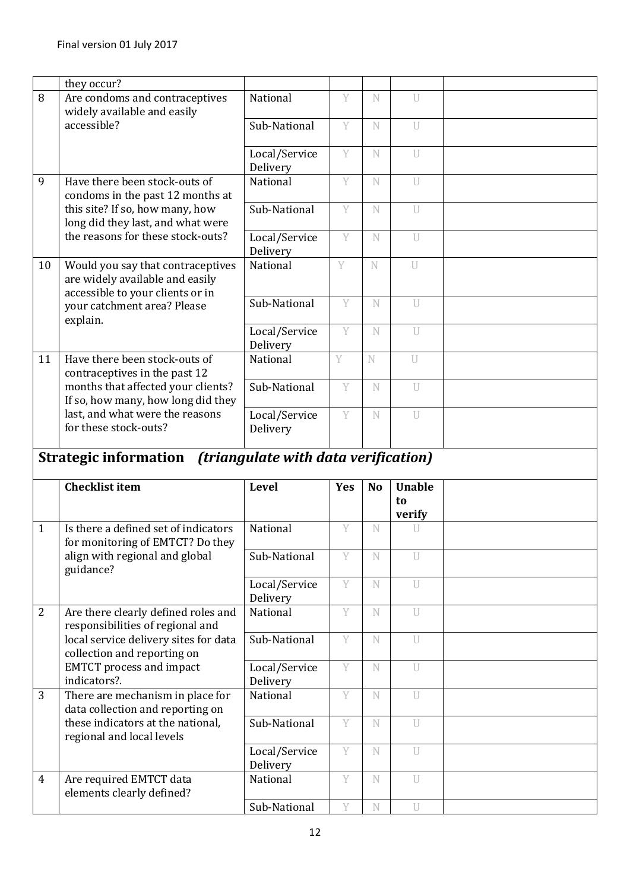|  | they occur? |  |  |  |  |  |
|---|---|---|---|---|---|---|
| 8 | Are condoms and contraceptives widely available and easily accessible? | National | Y | N | U |  |
|  |  | Sub-National | Y | N | U |  |
|  |  | Local/Service Delivery | Y | N | U |  |
| 9 | Have there been stock-outs of condoms in the past 12 months at this site? If so, how many, how long did they last, and what were the reasons for these stock-outs? | National | Y | N | U |  |
|  |  | Sub-National | Y | N | U |  |
|  |  | Local/Service Delivery | Y | N | U |  |
| 10 | Would you say that contraceptives are widely available and easily accessible to your clients or in your catchment area? Please explain. | National | Y | N | U |  |
|  |  | Sub-National | Y | N | U |  |
|  |  | Local/Service Delivery | Y | N | U |  |
| 11 | Have there been stock-outs of contraceptives in the past 12 months that affected your clients? If so, how many, how long did they last, and what were the reasons for these stock-outs? | National | Y | N | U |  |
|  |  | Sub-National | Y | N | U |  |
|  |  | Local/Service Delivery | Y | N | U |  |

## Strategic information *(triangulate with data verification)*

|  | Checklist item | Level | Yes | No | Unable to verify |  |
|---|---|---|---|---|---|---|
| 1 | Is there a defined set of indicators for monitoring of EMTCT? Do they align with regional and global guidance? | National | Y | N | U |  |
|  |  | Sub-National | Y | N | U |  |
|  |  | Local/Service Delivery | Y | N | U |  |
| 2 | Are there clearly defined roles and responsibilities of regional and local service delivery sites for data collection and reporting on EMTCT process and impact indicators?. | National | Y | N | U |  |
|  |  | Sub-National | Y | N | U |  |
|  |  | Local/Service Delivery | Y | N | U |  |
| 3 | There are mechanism in place for data collection and reporting on these indicators at the national, regional and local levels | National | Y | N | U |  |
|  |  | Sub-National | Y | N | U |  |
|  |  | Local/Service Delivery | Y | N | U |  |
| 4 | Are required EMTCT data elements clearly defined? | National | Y | N | U |  |
|  |  | Sub-National | Y | N | U |  |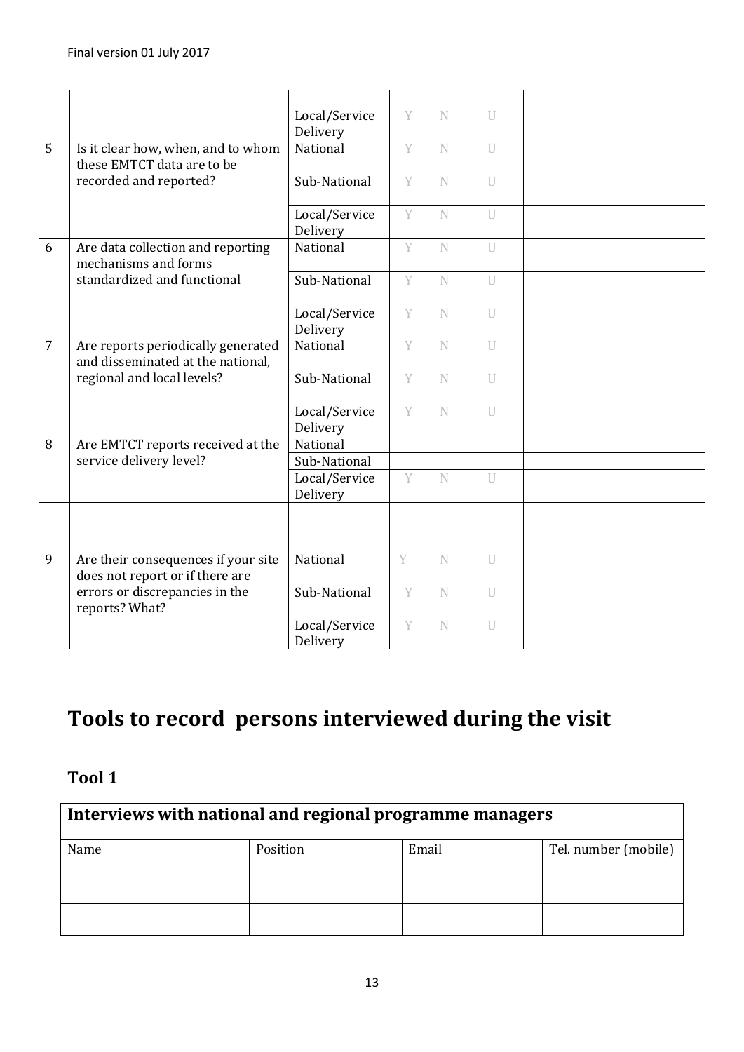Final version 01 July 2017

| | | | | | | |
|---|---|---|---|---|---|---|
| | | | | | | |
| | | Local/Service Delivery | Y | N | U | |
| 5 | Is it clear how, when, and to whom these EMTCT data are to be recorded and reported? | National | Y | N | U | |
| | | Sub-National | Y | N | U | |
| | | Local/Service Delivery | Y | N | U | |
| 6 | Are data collection and reporting mechanisms and forms standardized and functional | National | Y | N | U | |
| | | Sub-National | Y | N | U | |
| | | Local/Service Delivery | Y | N | U | |
| 7 | Are reports periodically generated and disseminated at the national, regional and local levels? | National | Y | N | U | |
| | | Sub-National | Y | N | U | |
| | | Local/Service Delivery | Y | N | U | |
| 8 | Are EMTCT reports received at the service delivery level? | National | | | | |
| | | Sub-National | | | | |
| | | Local/Service Delivery | Y | N | U | |
| 9 | Are their consequences if your site does not report or if there are errors or discrepancies in the reports? What? | National | Y | N | U | |
| | | Sub-National | Y | N | U | |
| | | Local/Service Delivery | Y | N | U | |

# Tools to record persons interviewed during the visit

## Tool 1

| Interviews with national and regional programme managers | | | |
|---|---|---|---|
| Name | Position | Email | Tel. number (mobile) |
| | | | |
| | | | |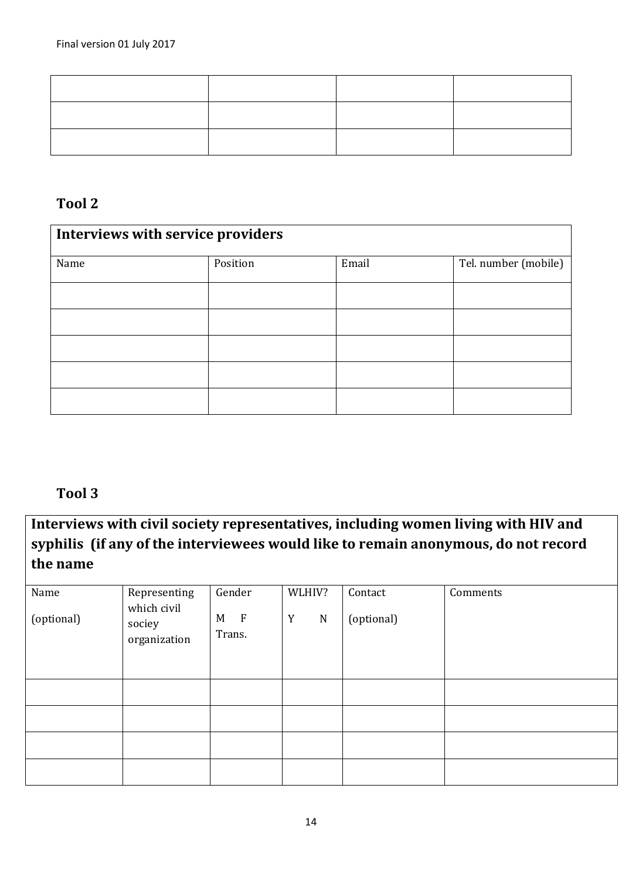| | | | |
|---|---|---|---|
| | | | |
| | | | |
| | | | |

## Tool 2

| **Interviews with service providers** | | | |
|---|---|---|---|
| Name | Position | Email | Tel. number (mobile) |
| | | | |
| | | | |
| | | | |
| | | | |
| | | | |

## Tool 3

| **Interviews with civil society representatives, including women living with HIV and syphilis (if any of the interviewees would like to remain anonymous, do not record the name** | | | | | |
|---|---|---|---|---|---|
| Name (optional) | Representing which civil sociey organization | Gender M F Trans. | WLHIV? Y N | Contact (optional) | Comments |
| | | | | | |
| | | | | | |
| | | | | | |
| | | | | | |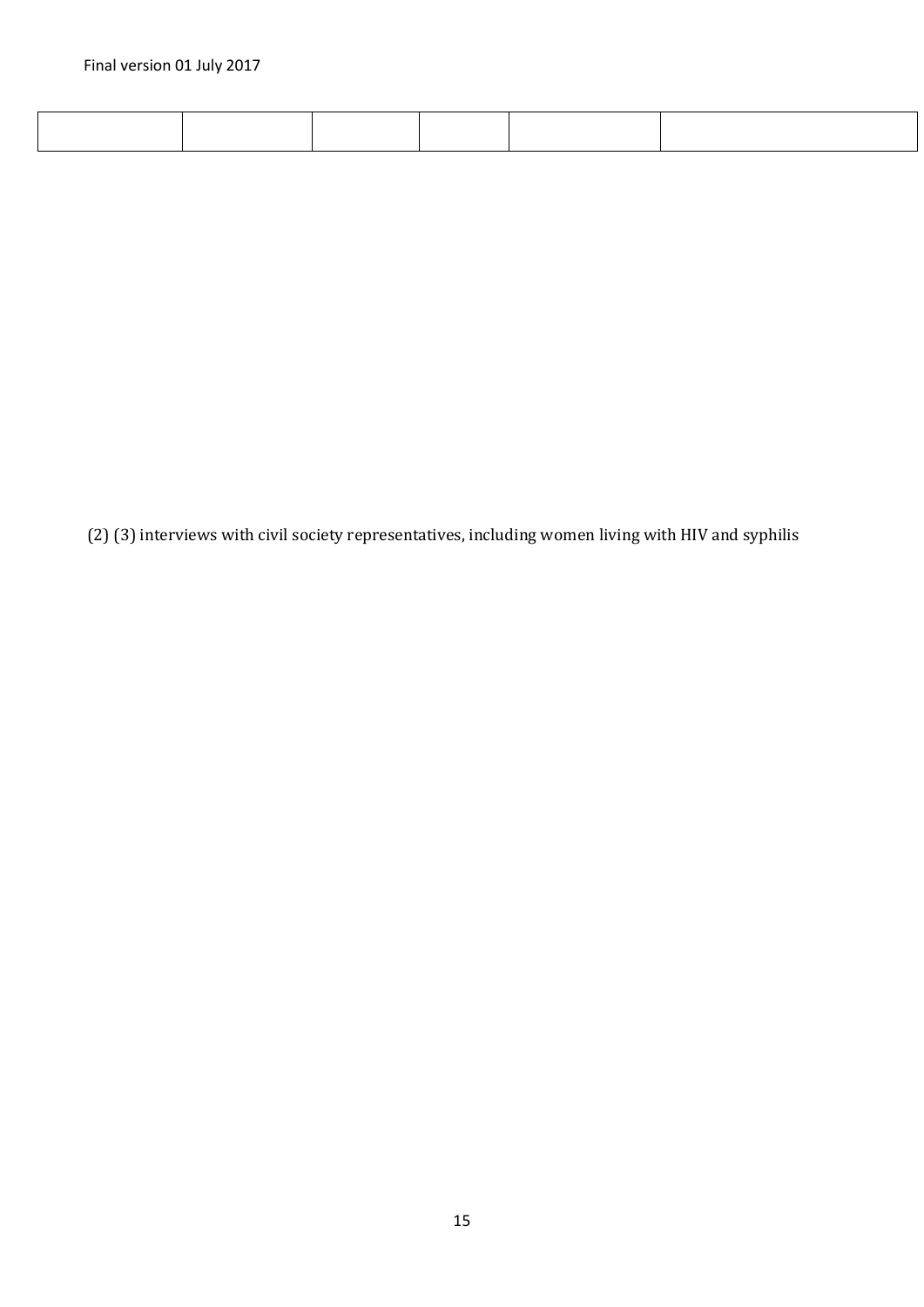| | | | | | |
|---|---|---|---|---|---|
| | | | | | |

(2) (3) interviews with civil society representatives, including women living with HIV and syphilis